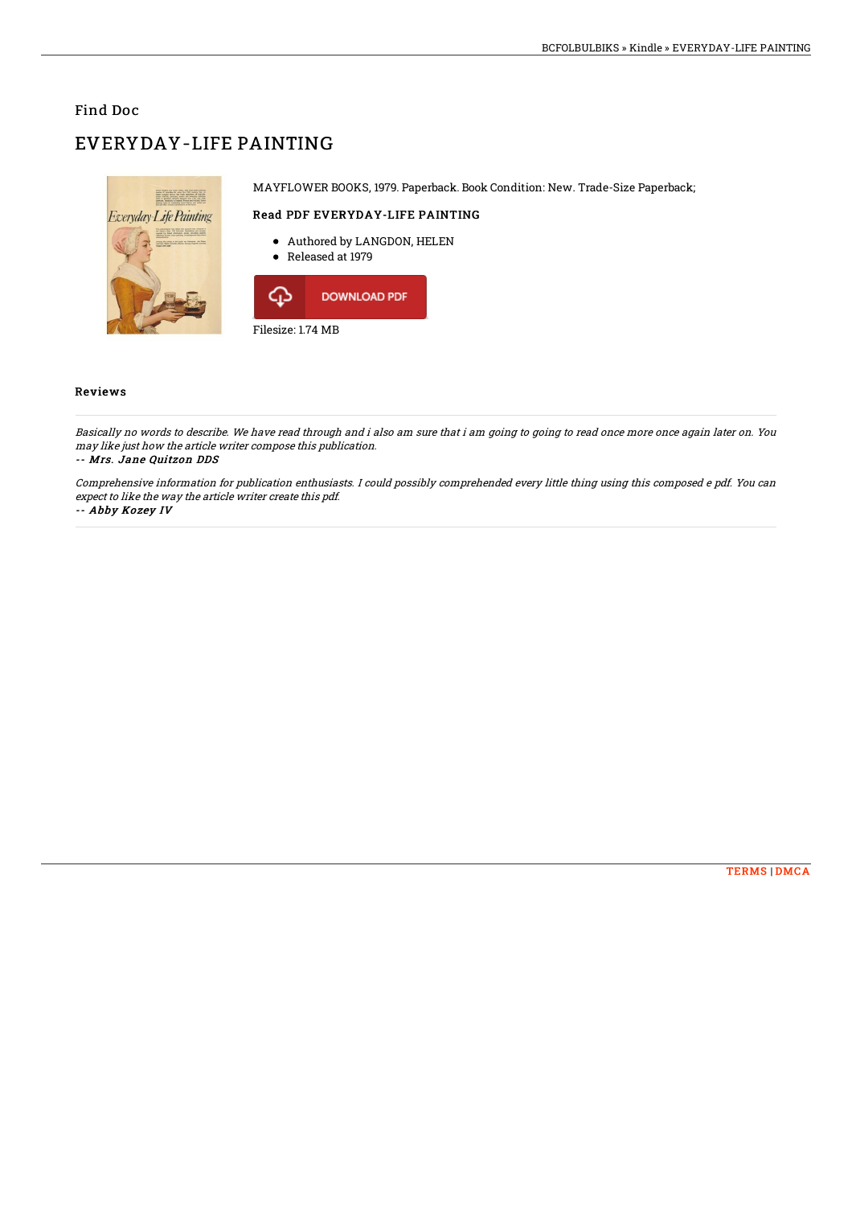## Find Doc

# EVERYDAY-LIFE PAINTING

MAYFLOWER BOOKS, 1979. Paperback. Book Condition: New. Trade-Size Paperback;

### Read PDF EVERYDAY-LIFE PAINTING

- Authored by LANGDON, HELEN
- Released at 1979

DOWNLOAD PDF

Filesize: 1.74 MB

### Reviews

*Basically no words to describe. We have read through and i also am sure that i am going to going to read once more once again later on. You may like just how the article writer compose this publication.*

*-- Mrs. Jane Quitzon DDS*

*Comprehensive information for publication enthusiasts. I could possibly comprehended every little thing using this composed e pdf. You can expect to like the way the article writer create this pdf.*

*-- Abby Kozey IV*

TERMS | DMCA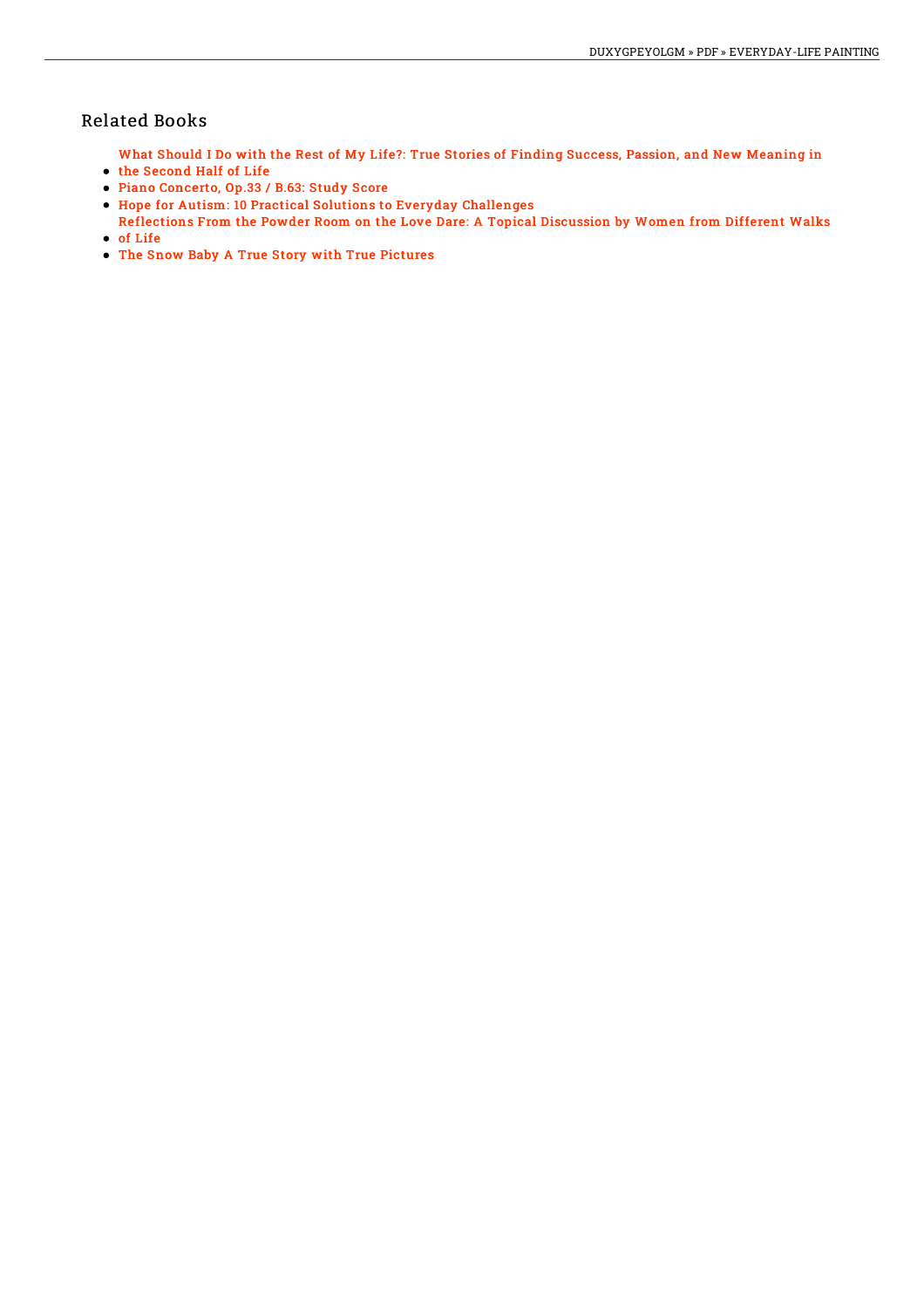## Related Books

- What Should I Do with the Rest of My Life?: True Stories of Finding Success, Passion, and New Meaning in the Second Half of Life
- Piano Concerto, Op.33 / B.63: Study Score
- Hope for Autism: 10 Practical Solutions to Everyday Challenges
- Reflections From the Powder Room on the Love Dare: A Topical Discussion by Women from Different Walks of Life
- The Snow Baby A True Story with True Pictures